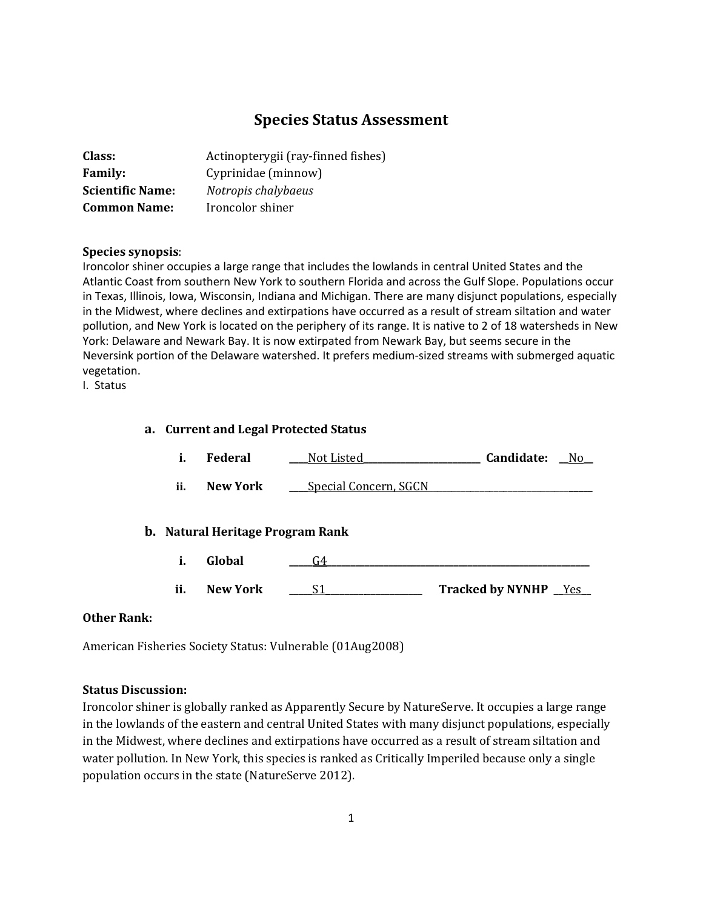# Species Status Assessment

**Class:** Actinopterygii (ray-finned fishes)
**Family:** Cyprinidae (minnow)
**Scientific Name:** *Notropis chalybaeus*
**Common Name:** Ironcolor shiner

**Species synopsis**:
Ironcolor shiner occupies a large range that includes the lowlands in central United States and the Atlantic Coast from southern New York to southern Florida and across the Gulf Slope. Populations occur in Texas, Illinois, Iowa, Wisconsin, Indiana and Michigan. There are many disjunct populations, especially in the Midwest, where declines and extirpations have occurred as a result of stream siltation and water pollution, and New York is located on the periphery of its range. It is native to 2 of 18 watersheds in New York: Delaware and Newark Bay. It is now extirpated from Newark Bay, but seems secure in the Neversink portion of the Delaware watershed. It prefers medium-sized streams with submerged aquatic vegetation.

I. Status

**a. Current and Legal Protected Status**

- **i. Federal** ____Not Listed________________________ **Candidate:** __No__
- **ii. New York** ____Special Concern, SGCN________________________________

**b. Natural Heritage Program Rank**

- **i. Global** _____G4_______________________________________________________
- **ii. New York** _____S1_______________________ **Tracked by NYNHP** __Yes__

**Other Rank:**

American Fisheries Society Status: Vulnerable (01Aug2008)

**Status Discussion:**
Ironcolor shiner is globally ranked as Apparently Secure by NatureServe. It occupies a large range in the lowlands of the eastern and central United States with many disjunct populations, especially in the Midwest, where declines and extirpations have occurred as a result of stream siltation and water pollution. In New York, this species is ranked as Critically Imperiled because only a single population occurs in the state (NatureServe 2012).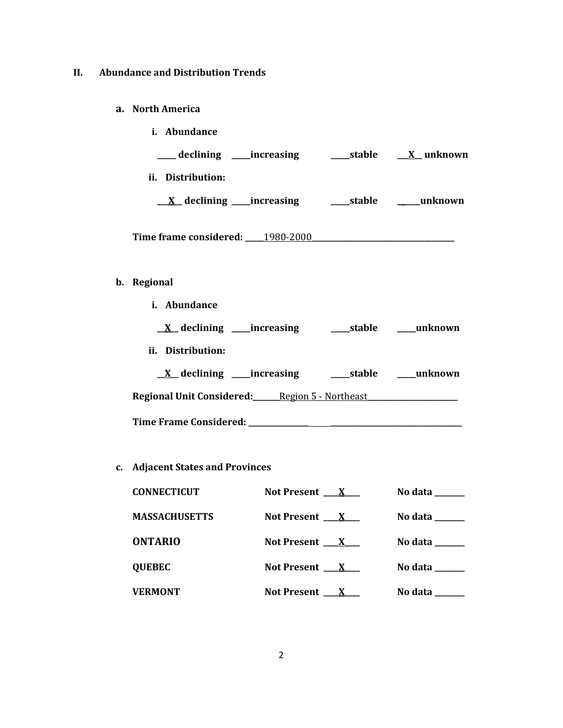## II. Abundance and Distribution Trends

### a. North America

**i. Abundance**

**_____ declining _____increasing _____stable __X__ unknown**

**ii. Distribution:**

**__X__ declining _____increasing _____stable _____unknown**

**Time frame considered:** _____1980-2000_____________________________________

### b. Regional

**i. Abundance**

**__X__ declining _____increasing _____stable _____unknown**

**ii. Distribution:**

**__X__ declining _____increasing _____stable _____unknown**

**Regional Unit Considered:**_______Region 5 - Northeast_______________________

**Time Frame Considered:** _____________________________________________________

### c. Adjacent States and Provinces

| | | |
|---|---|---|
| **CONNECTICUT** | **Not Present** ___X___ | **No data** _______ |
| **MASSACHUSETTS** | **Not Present** ___X___ | **No data** _______ |
| **ONTARIO** | **Not Present** ___X___ | **No data** _______ |
| **QUEBEC** | **Not Present** ___X___ | **No data** _______ |
| **VERMONT** | **Not Present** ___X___ | **No data** _______ |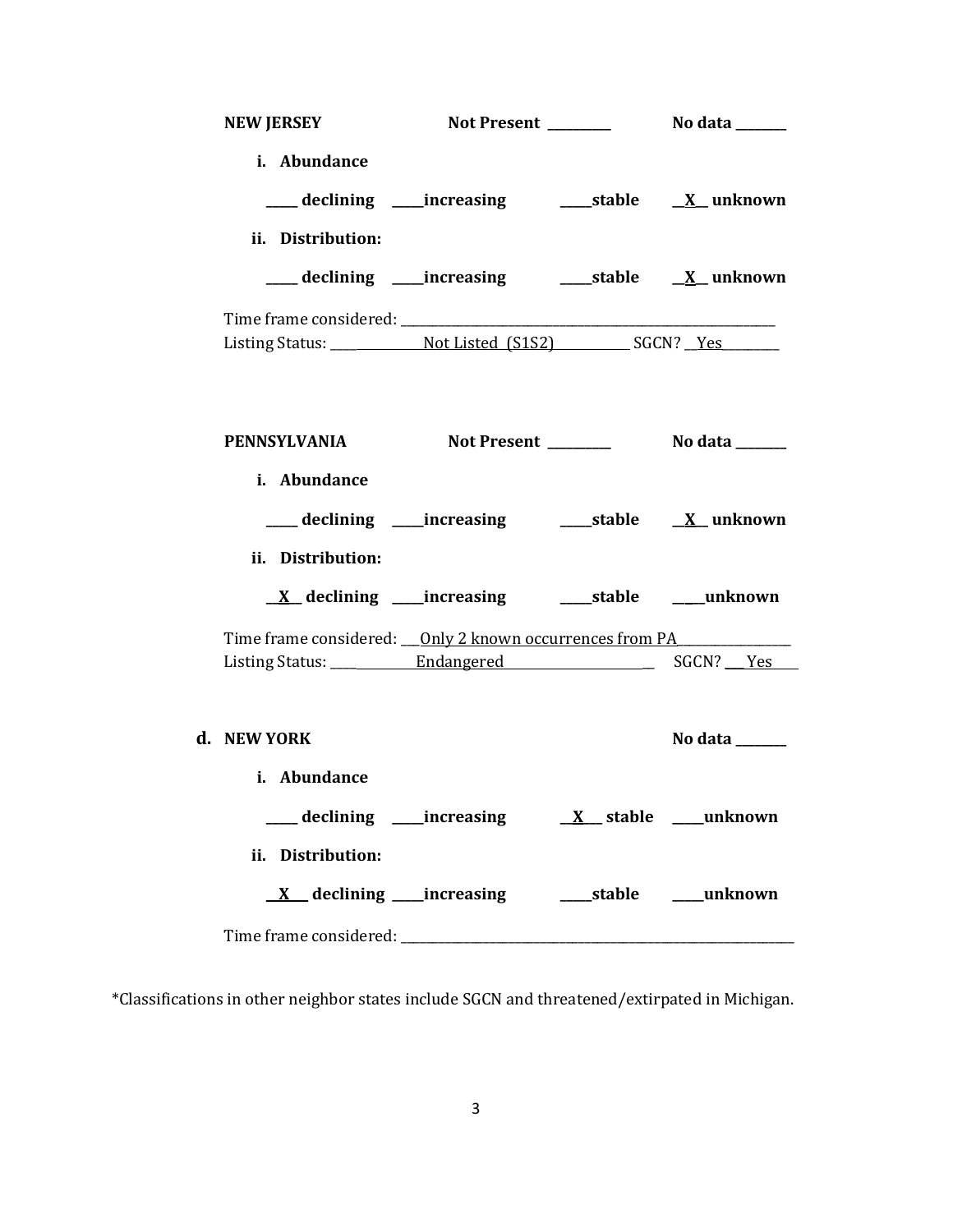**NEW JERSEY** **Not Present** ________ **No data** _______

i. **Abundance**

_____ **declining** _____**increasing** _____**stable** __X__ **unknown**

ii. **Distribution:**

_____ **declining** _____**increasing** _____**stable** __X__ **unknown**

Time frame considered: ____________________________________________________________

Listing Status: ______________Not Listed (S1S2)____________ SGCN? __Yes_________

**PENNSYLVANIA** **Not Present** ________ **No data** _______

i. **Abundance**

_____ **declining** _____**increasing** _____**stable** __X__ **unknown**

ii. **Distribution:**

__X__ **declining** _____**increasing** _____**stable** _____**unknown**

Time frame considered: ___Only 2 known occurrences from PA_________________

Listing Status: ____________Endangered_________________________ SGCN? ___Yes____

**d. NEW YORK** **No data** _______

i. **Abundance**

_____ **declining** _____**increasing** __X__ **stable** _____**unknown**

ii. **Distribution:**

__X__ **declining** _____**increasing** _____**stable** _____**unknown**

Time frame considered: ________________________________________________________________

*Classifications in other neighbor states include SGCN and threatened/extirpated in Michigan.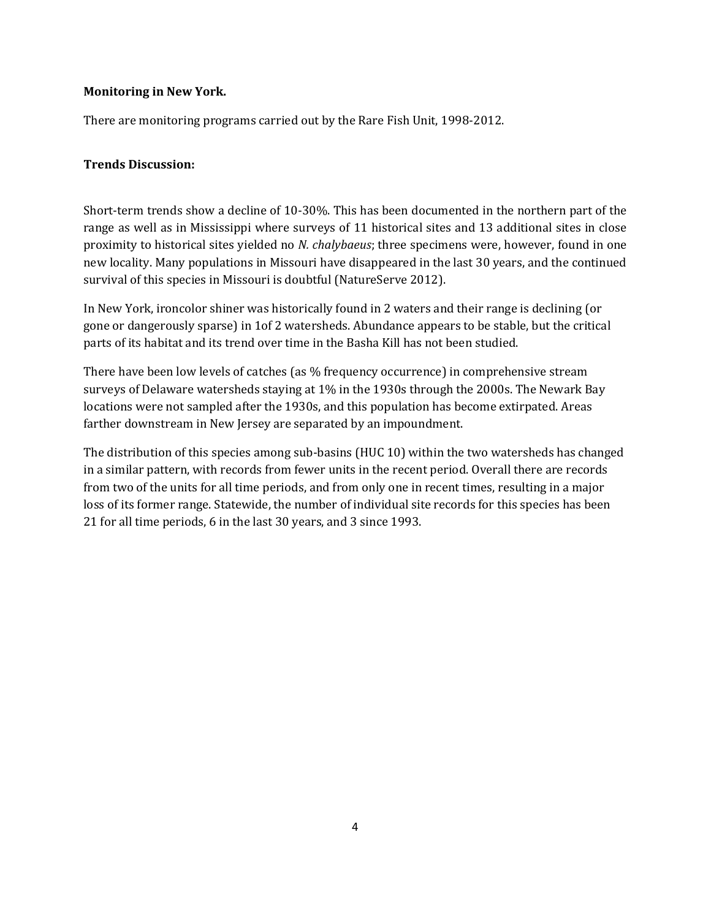**Monitoring in New York.**

There are monitoring programs carried out by the Rare Fish Unit, 1998-2012.

**Trends Discussion:**

Short-term trends show a decline of 10-30%. This has been documented in the northern part of the range as well as in Mississippi where surveys of 11 historical sites and 13 additional sites in close proximity to historical sites yielded no *N. chalybaeus*; three specimens were, however, found in one new locality. Many populations in Missouri have disappeared in the last 30 years, and the continued survival of this species in Missouri is doubtful (NatureServe 2012).

In New York, ironcolor shiner was historically found in 2 waters and their range is declining (or gone or dangerously sparse) in 1of 2 watersheds. Abundance appears to be stable, but the critical parts of its habitat and its trend over time in the Basha Kill has not been studied.

There have been low levels of catches (as % frequency occurrence) in comprehensive stream surveys of Delaware watersheds staying at 1% in the 1930s through the 2000s. The Newark Bay locations were not sampled after the 1930s, and this population has become extirpated. Areas farther downstream in New Jersey are separated by an impoundment.

The distribution of this species among sub-basins (HUC 10) within the two watersheds has changed in a similar pattern, with records from fewer units in the recent period. Overall there are records from two of the units for all time periods, and from only one in recent times, resulting in a major loss of its former range. Statewide, the number of individual site records for this species has been 21 for all time periods, 6 in the last 30 years, and 3 since 1993.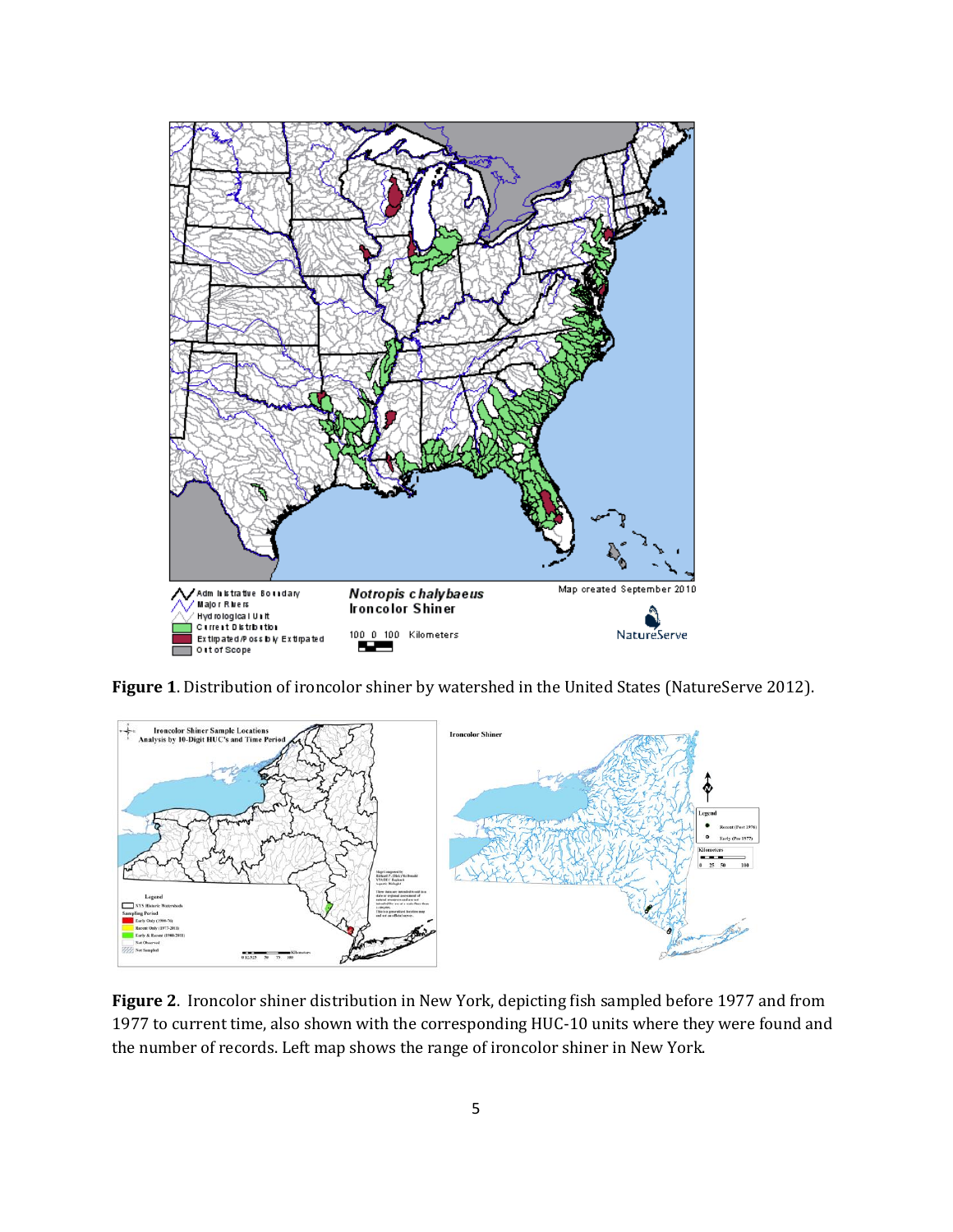**Figure 1**. Distribution of ironcolor shiner by watershed in the United States (NatureServe 2012).

**Figure 2**. Ironcolor shiner distribution in New York, depicting fish sampled before 1977 and from 1977 to current time, also shown with the corresponding HUC-10 units where they were found and the number of records. Left map shows the range of ironcolor shiner in New York.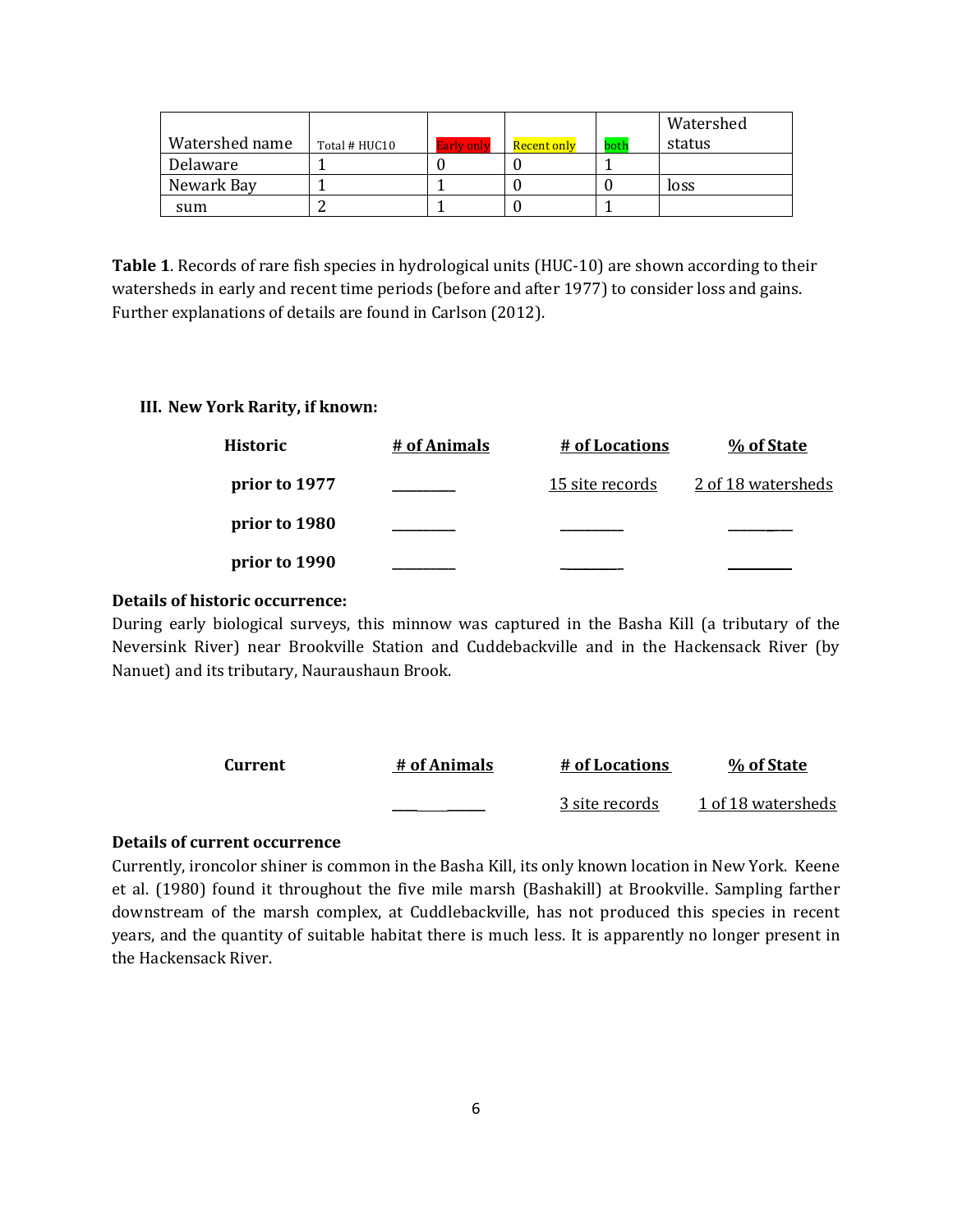| Watershed name | Total # HUC10 | Early only | Recent only | both | Watershed status |
|---|---|---|---|---|---|
| Delaware | 1 | 0 | 0 | 1 | |
| Newark Bay | 1 | 1 | 0 | 0 | loss |
| sum | 2 | 1 | 0 | 1 | |

**Table 1**. Records of rare fish species in hydrological units (HUC-10) are shown according to their watersheds in early and recent time periods (before and after 1977) to consider loss and gains. Further explanations of details are found in Carlson (2012).

### III. New York Rarity, if known:

| Historic | # of Animals | # of Locations | % of State |
|---|---|---|---|
| prior to 1977 | _________ | 15 site records | 2 of 18 watersheds |
| prior to 1980 | _________ | _________ | _________ |
| prior to 1990 | _________ | _________ | _________ |

**Details of historic occurrence:**

During early biological surveys, this minnow was captured in the Basha Kill (a tributary of the Neversink River) near Brookville Station and Cuddebackville and in the Hackensack River (by Nanuet) and its tributary, Nauraushaun Brook.

| Current | # of Animals | # of Locations | % of State |
|---|---|---|---|
| | ____ ____ ______ | 3 site records | 1 of 18 watersheds |

**Details of current occurrence**

Currently, ironcolor shiner is common in the Basha Kill, its only known location in New York. Keene et al. (1980) found it throughout the five mile marsh (Bashakill) at Brookville. Sampling farther downstream of the marsh complex, at Cuddlebackville, has not produced this species in recent years, and the quantity of suitable habitat there is much less. It is apparently no longer present in the Hackensack River.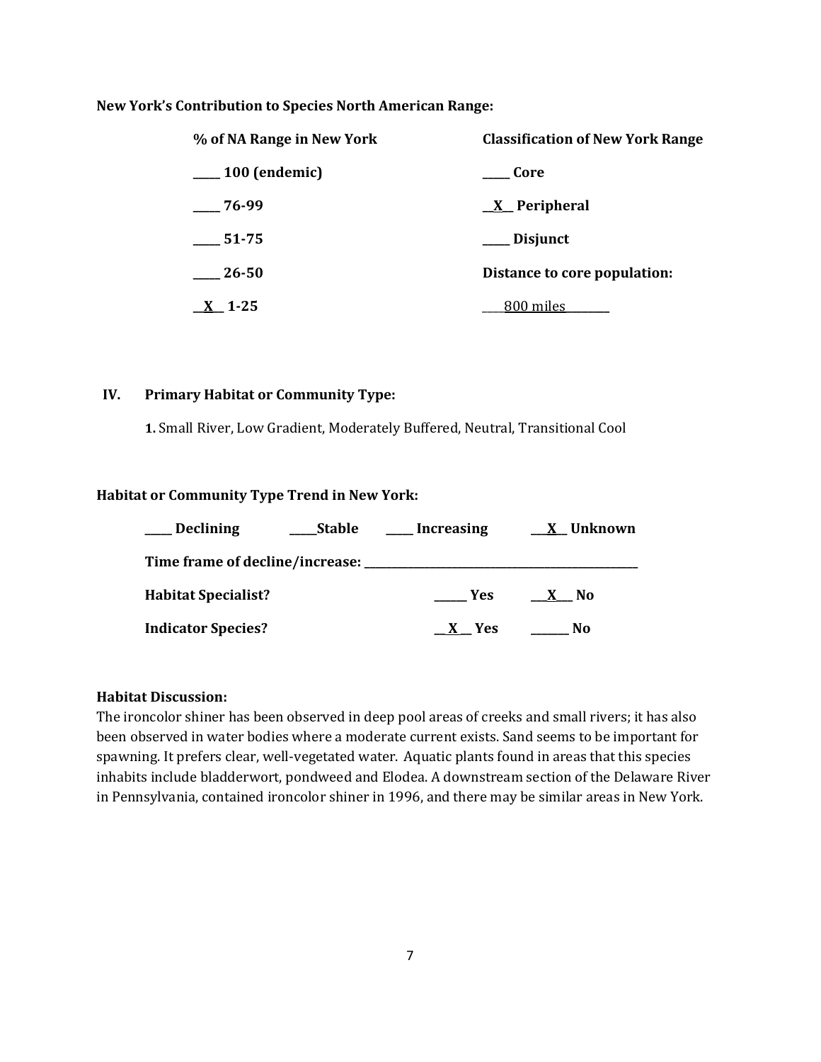**New York's Contribution to Species North American Range:**

| **% of NA Range in New York** | **Classification of New York Range** |
|---|---|
| **____ 100 (endemic)** | **____ Core** |
| **____ 76-99** | **__X__ Peripheral** |
| **____ 51-75** | **____ Disjunct** |
| **____ 26-50** | **Distance to core population:** |
| **__X__ 1-25** | ____800 miles________ |

**IV. Primary Habitat or Community Type:**

**1.** Small River, Low Gradient, Moderately Buffered, Neutral, Transitional Cool

**Habitat or Community Type Trend in New York:**

**____ Declining** **____Stable** **____ Increasing** **__X__ Unknown**

**Time frame of decline/increase: ______________________________**

**Habitat Specialist?** **_____ Yes** **__X__ No**

**Indicator Species?** **__X__ Yes** **______ No**

**Habitat Discussion:**

The ironcolor shiner has been observed in deep pool areas of creeks and small rivers; it has also been observed in water bodies where a moderate current exists. Sand seems to be important for spawning. It prefers clear, well-vegetated water. Aquatic plants found in areas that this species inhabits include bladderwort, pondweed and Elodea. A downstream section of the Delaware River in Pennsylvania, contained ironcolor shiner in 1996, and there may be similar areas in New York.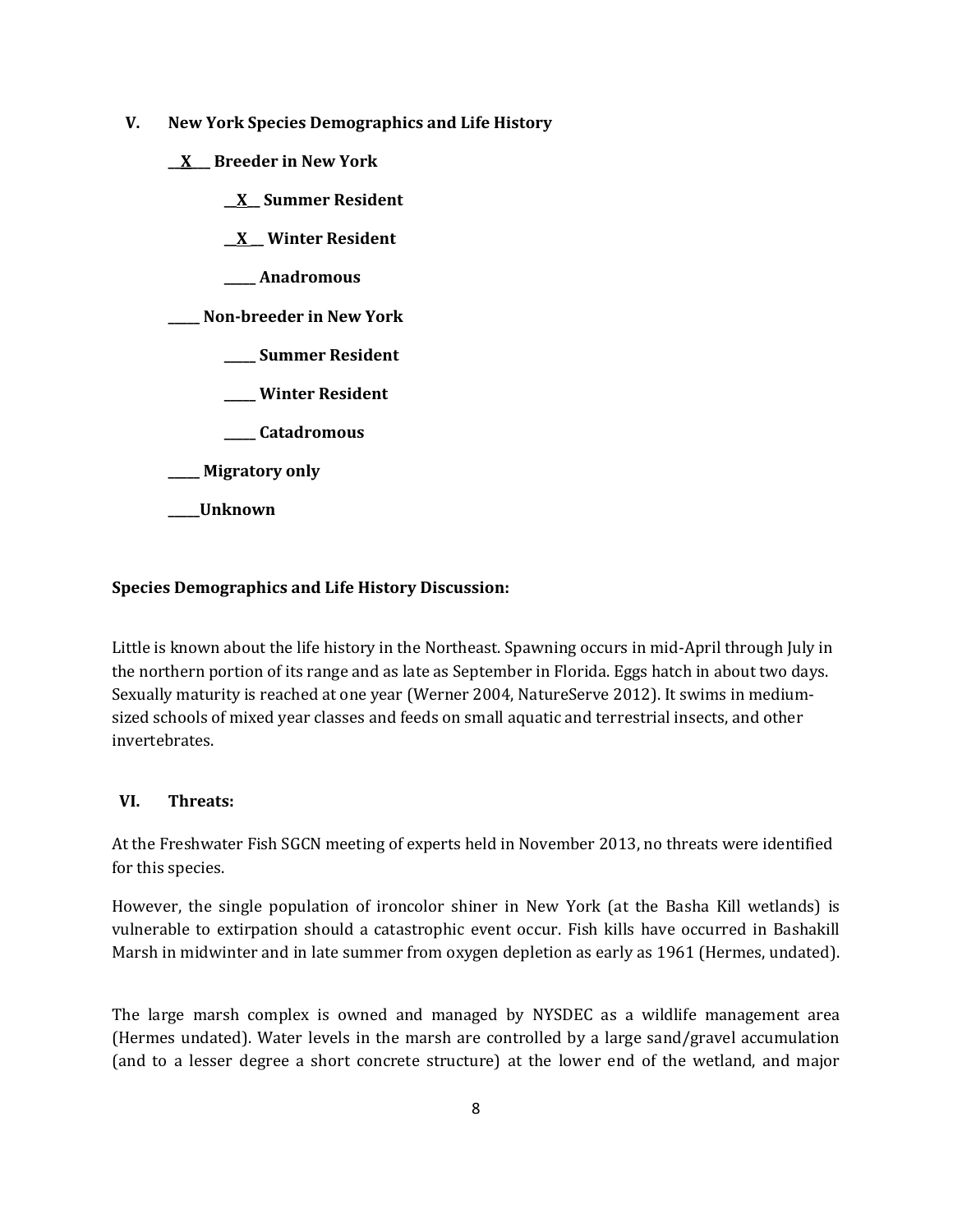## V. New York Species Demographics and Life History

__X__ **Breeder in New York**

- __X__ **Summer Resident**
- __X__ **Winter Resident**
- _____ **Anadromous**

_____ **Non-breeder in New York**

- _____ **Summer Resident**
- _____ **Winter Resident**
- _____ **Catadromous**

_____ **Migratory only**

_____ **Unknown**

**Species Demographics and Life History Discussion:**

Little is known about the life history in the Northeast. Spawning occurs in mid-April through July in the northern portion of its range and as late as September in Florida. Eggs hatch in about two days. Sexually maturity is reached at one year (Werner 2004, NatureServe 2012). It swims in medium-sized schools of mixed year classes and feeds on small aquatic and terrestrial insects, and other invertebrates.

## VI. Threats:

At the Freshwater Fish SGCN meeting of experts held in November 2013, no threats were identified for this species.

However, the single population of ironcolor shiner in New York (at the Basha Kill wetlands) is vulnerable to extirpation should a catastrophic event occur. Fish kills have occurred in Bashakill Marsh in midwinter and in late summer from oxygen depletion as early as 1961 (Hermes, undated).

The large marsh complex is owned and managed by NYSDEC as a wildlife management area (Hermes undated). Water levels in the marsh are controlled by a large sand/gravel accumulation (and to a lesser degree a short concrete structure) at the lower end of the wetland, and major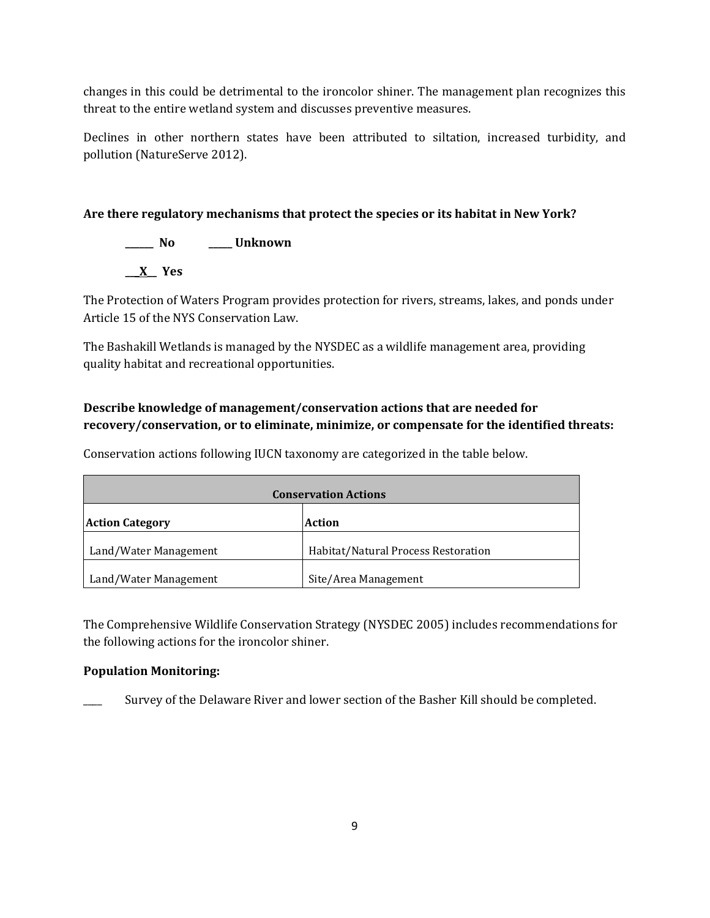changes in this could be detrimental to the ironcolor shiner. The management plan recognizes this threat to the entire wetland system and discusses preventive measures.

Declines in other northern states have been attributed to siltation, increased turbidity, and pollution (NatureServe 2012).

**Are there regulatory mechanisms that protect the species or its habitat in New York?**

\_\_\_\_\_\_ No \_\_\_\_\_ Unknown

\_\_X\_\_ Yes

The Protection of Waters Program provides protection for rivers, streams, lakes, and ponds under Article 15 of the NYS Conservation Law.

The Bashakill Wetlands is managed by the NYSDEC as a wildlife management area, providing quality habitat and recreational opportunities.

**Describe knowledge of management/conservation actions that are needed for recovery/conservation, or to eliminate, minimize, or compensate for the identified threats:**

Conservation actions following IUCN taxonomy are categorized in the table below.

| Conservation Actions | |
|---|---|
| **Action Category** | **Action** |
| Land/Water Management | Habitat/Natural Process Restoration |
| Land/Water Management | Site/Area Management |

The Comprehensive Wildlife Conservation Strategy (NYSDEC 2005) includes recommendations for the following actions for the ironcolor shiner.

**Population Monitoring:**

\_\_\_\_ Survey of the Delaware River and lower section of the Basher Kill should be completed.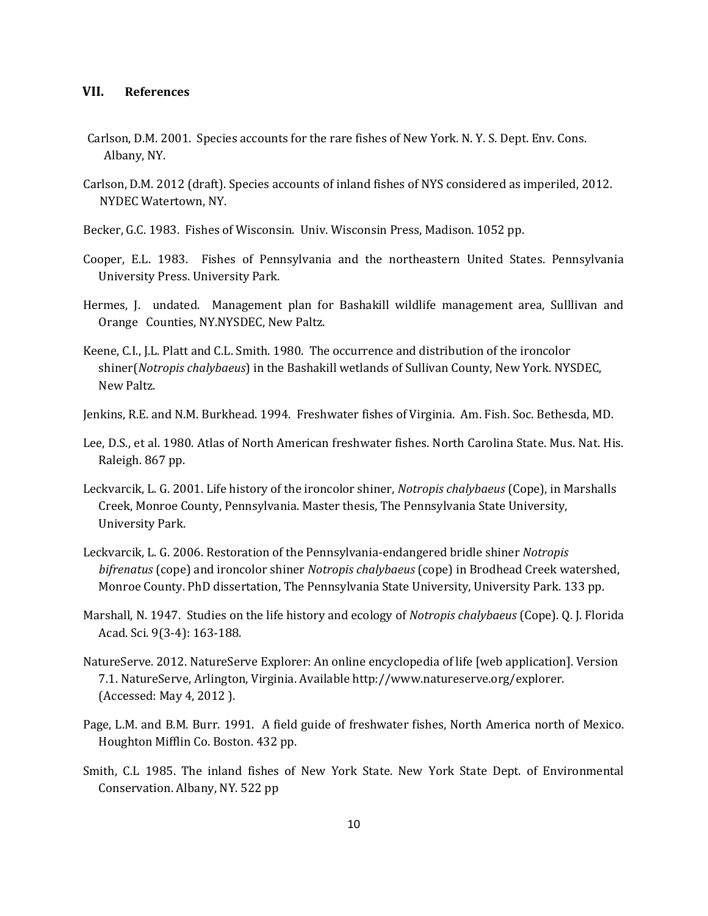## VII. References

Carlson, D.M. 2001. Species accounts for the rare fishes of New York. N. Y. S. Dept. Env. Cons. Albany, NY.

Carlson, D.M. 2012 (draft). Species accounts of inland fishes of NYS considered as imperiled, 2012. NYDEC Watertown, NY.

Becker, G.C. 1983. Fishes of Wisconsin. Univ. Wisconsin Press, Madison. 1052 pp.

Cooper, E.L. 1983. Fishes of Pennsylvania and the northeastern United States. Pennsylvania University Press. University Park.

Hermes, J. undated. Management plan for Bashakill wildlife management area, Sulllivan and Orange Counties, NY.NYSDEC, New Paltz.

Keene, C.I., J.L. Platt and C.L. Smith. 1980. The occurrence and distribution of the ironcolor shiner(*Notropis chalybaeus*) in the Bashakill wetlands of Sullivan County, New York. NYSDEC, New Paltz.

Jenkins, R.E. and N.M. Burkhead. 1994. Freshwater fishes of Virginia. Am. Fish. Soc. Bethesda, MD.

Lee, D.S., et al. 1980. Atlas of North American freshwater fishes. North Carolina State. Mus. Nat. His. Raleigh. 867 pp.

Leckvarcik, L. G. 2001. Life history of the ironcolor shiner, *Notropis chalybaeus* (Cope), in Marshalls Creek, Monroe County, Pennsylvania. Master thesis, The Pennsylvania State University, University Park.

Leckvarcik, L. G. 2006. Restoration of the Pennsylvania-endangered bridle shiner *Notropis bifrenatus* (cope) and ironcolor shiner *Notropis chalybaeus* (cope) in Brodhead Creek watershed, Monroe County. PhD dissertation, The Pennsylvania State University, University Park. 133 pp.

Marshall, N. 1947. Studies on the life history and ecology of *Notropis chalybaeus* (Cope). Q. J. Florida Acad. Sci. 9(3-4): 163-188.

NatureServe. 2012. NatureServe Explorer: An online encyclopedia of life [web application]. Version 7.1. NatureServe, Arlington, Virginia. Available http://www.natureserve.org/explorer. (Accessed: May 4, 2012 ).

Page, L.M. and B.M. Burr. 1991. A field guide of freshwater fishes, North America north of Mexico. Houghton Mifflin Co. Boston. 432 pp.

Smith, C.L 1985. The inland fishes of New York State. New York State Dept. of Environmental Conservation. Albany, NY. 522 pp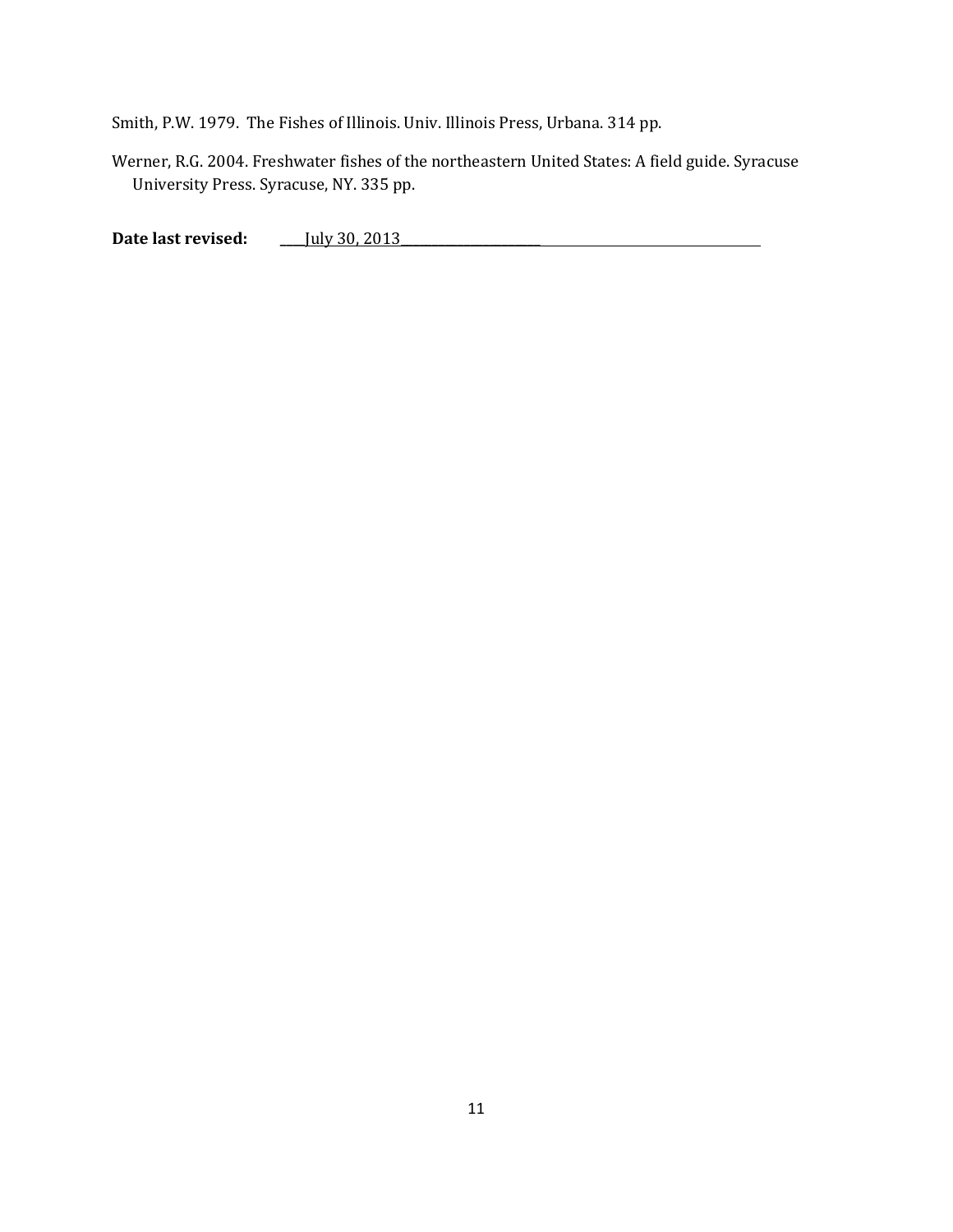Smith, P.W. 1979. The Fishes of Illinois. Univ. Illinois Press, Urbana. 314 pp.

Werner, R.G. 2004. Freshwater fishes of the northeastern United States: A field guide. Syracuse University Press. Syracuse, NY. 335 pp.

**Date last revised:** July 30, 2013